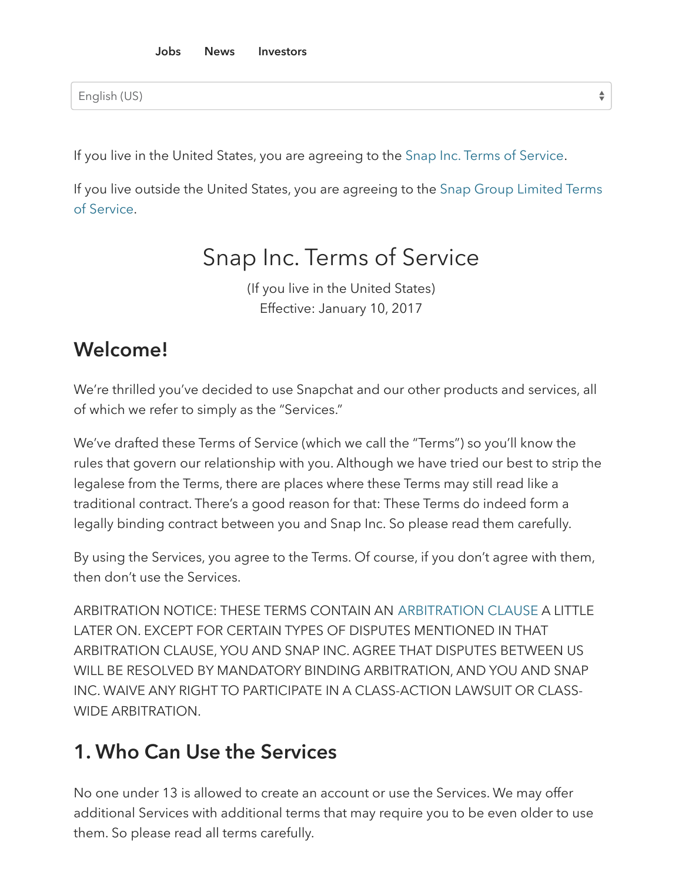Jobs News Investors

English (US)

If you live in the United States, you are agreeing to the Snap Inc. Terms of Service.

If you live outside the United States, you are agreeing to the Snap Group Limited Terms of Service.

# Snap Inc. Terms of Service

(If you live in the United States)
Effective: January 10, 2017

## Welcome!

We're thrilled you've decided to use Snapchat and our other products and services, all of which we refer to simply as the "Services."

We've drafted these Terms of Service (which we call the "Terms") so you'll know the rules that govern our relationship with you. Although we have tried our best to strip the legalese from the Terms, there are places where these Terms may still read like a traditional contract. There's a good reason for that: These Terms do indeed form a legally binding contract between you and Snap Inc. So please read them carefully.

By using the Services, you agree to the Terms. Of course, if you don't agree with them, then don't use the Services.

ARBITRATION NOTICE: THESE TERMS CONTAIN AN ARBITRATION CLAUSE A LITTLE LATER ON. EXCEPT FOR CERTAIN TYPES OF DISPUTES MENTIONED IN THAT ARBITRATION CLAUSE, YOU AND SNAP INC. AGREE THAT DISPUTES BETWEEN US WILL BE RESOLVED BY MANDATORY BINDING ARBITRATION, AND YOU AND SNAP INC. WAIVE ANY RIGHT TO PARTICIPATE IN A CLASS-ACTION LAWSUIT OR CLASS-WIDE ARBITRATION.

## 1. Who Can Use the Services

No one under 13 is allowed to create an account or use the Services. We may offer additional Services with additional terms that may require you to be even older to use them. So please read all terms carefully.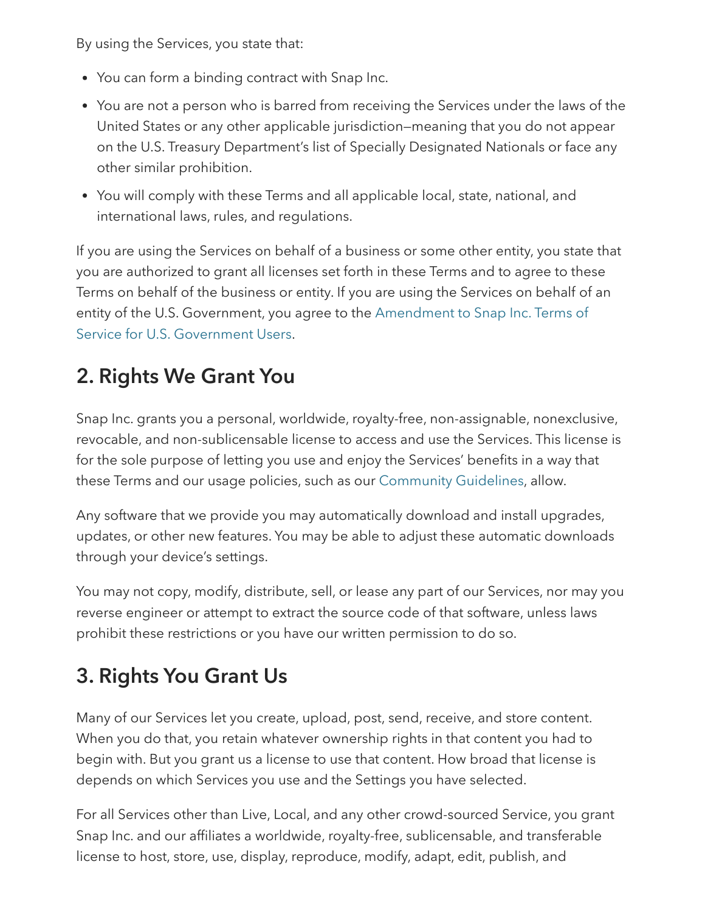By using the Services, you state that:

- You can form a binding contract with Snap Inc.
- You are not a person who is barred from receiving the Services under the laws of the United States or any other applicable jurisdiction—meaning that you do not appear on the U.S. Treasury Department's list of Specially Designated Nationals or face any other similar prohibition.
- You will comply with these Terms and all applicable local, state, national, and international laws, rules, and regulations.

If you are using the Services on behalf of a business or some other entity, you state that you are authorized to grant all licenses set forth in these Terms and to agree to these Terms on behalf of the business or entity. If you are using the Services on behalf of an entity of the U.S. Government, you agree to the Amendment to Snap Inc. Terms of Service for U.S. Government Users.

## 2. Rights We Grant You

Snap Inc. grants you a personal, worldwide, royalty-free, non-assignable, nonexclusive, revocable, and non-sublicensable license to access and use the Services. This license is for the sole purpose of letting you use and enjoy the Services' benefits in a way that these Terms and our usage policies, such as our Community Guidelines, allow.

Any software that we provide you may automatically download and install upgrades, updates, or other new features. You may be able to adjust these automatic downloads through your device's settings.

You may not copy, modify, distribute, sell, or lease any part of our Services, nor may you reverse engineer or attempt to extract the source code of that software, unless laws prohibit these restrictions or you have our written permission to do so.

## 3. Rights You Grant Us

Many of our Services let you create, upload, post, send, receive, and store content. When you do that, you retain whatever ownership rights in that content you had to begin with. But you grant us a license to use that content. How broad that license is depends on which Services you use and the Settings you have selected.

For all Services other than Live, Local, and any other crowd-sourced Service, you grant Snap Inc. and our affiliates a worldwide, royalty-free, sublicensable, and transferable license to host, store, use, display, reproduce, modify, adapt, edit, publish, and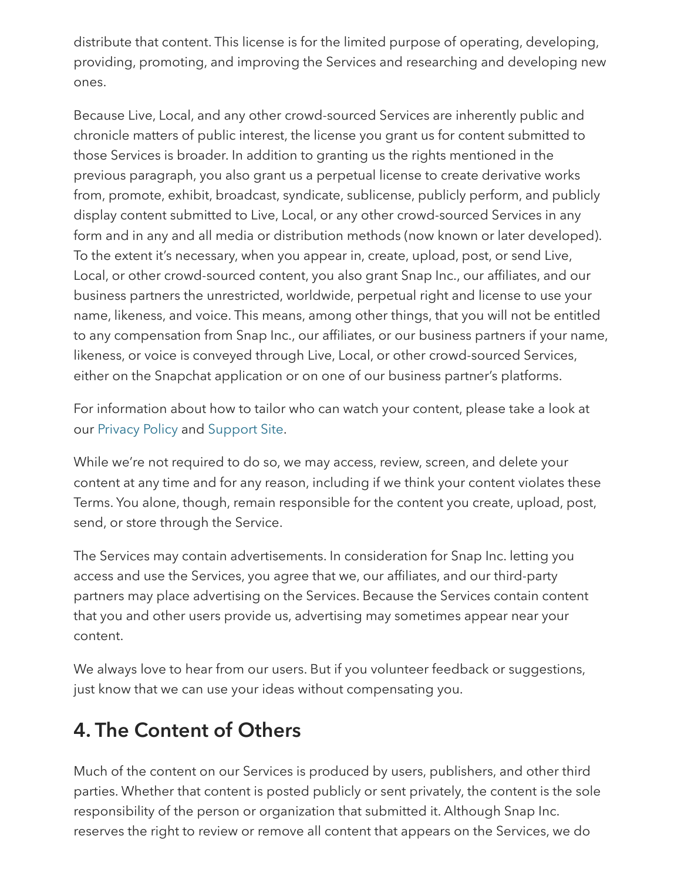distribute that content. This license is for the limited purpose of operating, developing, providing, promoting, and improving the Services and researching and developing new ones.

Because Live, Local, and any other crowd-sourced Services are inherently public and chronicle matters of public interest, the license you grant us for content submitted to those Services is broader. In addition to granting us the rights mentioned in the previous paragraph, you also grant us a perpetual license to create derivative works from, promote, exhibit, broadcast, syndicate, sublicense, publicly perform, and publicly display content submitted to Live, Local, or any other crowd-sourced Services in any form and in any and all media or distribution methods (now known or later developed). To the extent it's necessary, when you appear in, create, upload, post, or send Live, Local, or other crowd-sourced content, you also grant Snap Inc., our affiliates, and our business partners the unrestricted, worldwide, perpetual right and license to use your name, likeness, and voice. This means, among other things, that you will not be entitled to any compensation from Snap Inc., our affiliates, or our business partners if your name, likeness, or voice is conveyed through Live, Local, or other crowd-sourced Services, either on the Snapchat application or on one of our business partner's platforms.

For information about how to tailor who can watch your content, please take a look at our Privacy Policy and Support Site.

While we're not required to do so, we may access, review, screen, and delete your content at any time and for any reason, including if we think your content violates these Terms. You alone, though, remain responsible for the content you create, upload, post, send, or store through the Service.

The Services may contain advertisements. In consideration for Snap Inc. letting you access and use the Services, you agree that we, our affiliates, and our third-party partners may place advertising on the Services. Because the Services contain content that you and other users provide us, advertising may sometimes appear near your content.

We always love to hear from our users. But if you volunteer feedback or suggestions, just know that we can use your ideas without compensating you.

## 4. The Content of Others

Much of the content on our Services is produced by users, publishers, and other third parties. Whether that content is posted publicly or sent privately, the content is the sole responsibility of the person or organization that submitted it. Although Snap Inc. reserves the right to review or remove all content that appears on the Services, we do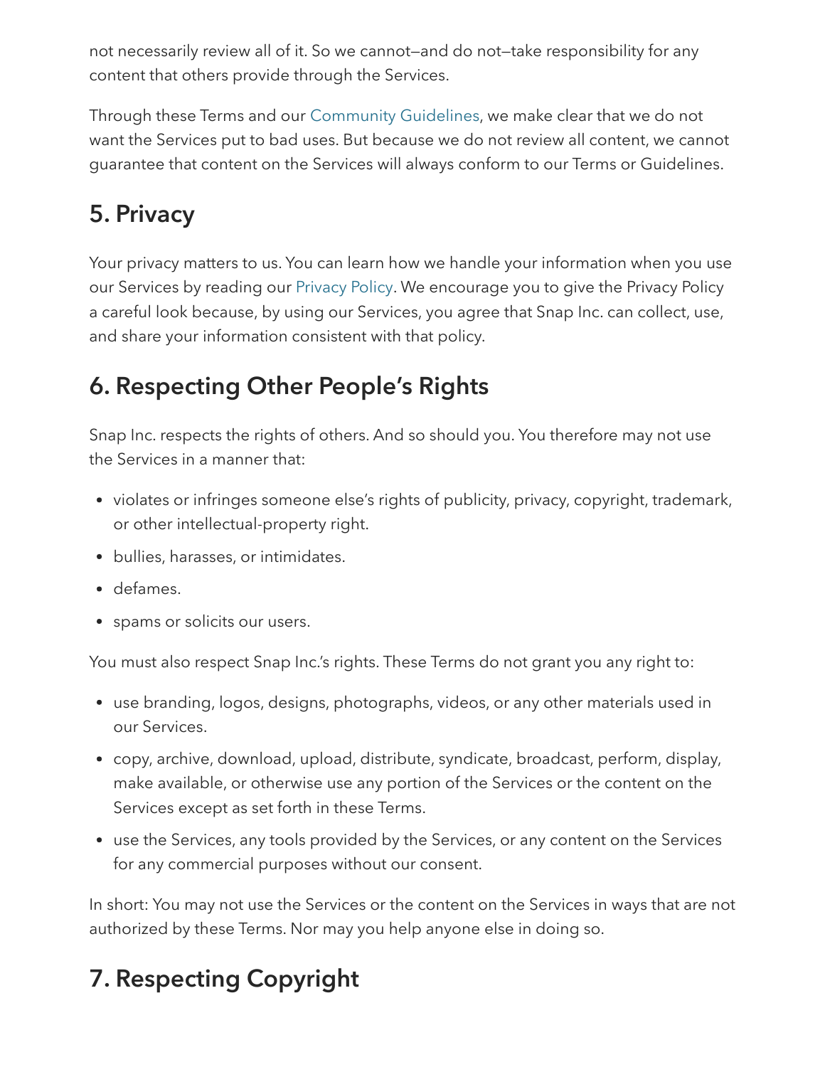not necessarily review all of it. So we cannot—and do not—take responsibility for any content that others provide through the Services.

Through these Terms and our Community Guidelines, we make clear that we do not want the Services put to bad uses. But because we do not review all content, we cannot guarantee that content on the Services will always conform to our Terms or Guidelines.

## 5. Privacy

Your privacy matters to us. You can learn how we handle your information when you use our Services by reading our Privacy Policy. We encourage you to give the Privacy Policy a careful look because, by using our Services, you agree that Snap Inc. can collect, use, and share your information consistent with that policy.

## 6. Respecting Other People's Rights

Snap Inc. respects the rights of others. And so should you. You therefore may not use the Services in a manner that:

- violates or infringes someone else's rights of publicity, privacy, copyright, trademark, or other intellectual-property right.
- bullies, harasses, or intimidates.
- defames.
- spams or solicits our users.

You must also respect Snap Inc.'s rights. These Terms do not grant you any right to:

- use branding, logos, designs, photographs, videos, or any other materials used in our Services.
- copy, archive, download, upload, distribute, syndicate, broadcast, perform, display, make available, or otherwise use any portion of the Services or the content on the Services except as set forth in these Terms.
- use the Services, any tools provided by the Services, or any content on the Services for any commercial purposes without our consent.

In short: You may not use the Services or the content on the Services in ways that are not authorized by these Terms. Nor may you help anyone else in doing so.

## 7. Respecting Copyright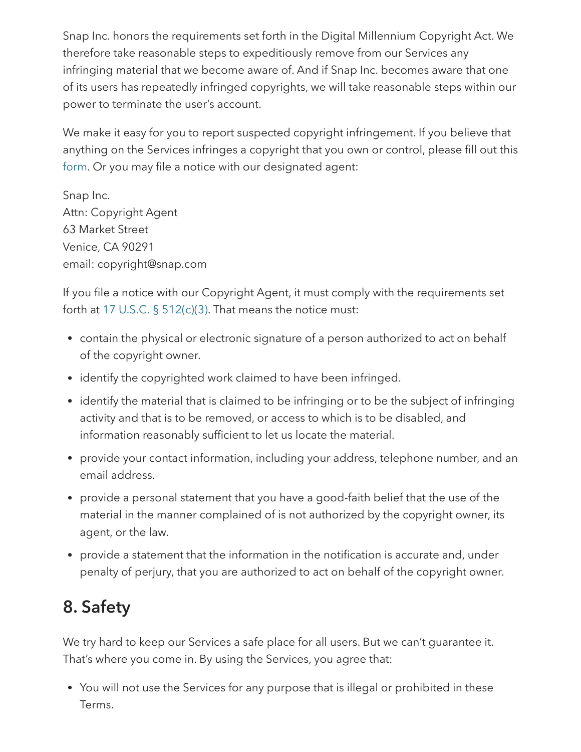Snap Inc. honors the requirements set forth in the Digital Millennium Copyright Act. We therefore take reasonable steps to expeditiously remove from our Services any infringing material that we become aware of. And if Snap Inc. becomes aware that one of its users has repeatedly infringed copyrights, we will take reasonable steps within our power to terminate the user's account.

We make it easy for you to report suspected copyright infringement. If you believe that anything on the Services infringes a copyright that you own or control, please fill out this form. Or you may file a notice with our designated agent:

Snap Inc.
Attn: Copyright Agent
63 Market Street
Venice, CA 90291
email: copyright@snap.com

If you file a notice with our Copyright Agent, it must comply with the requirements set forth at 17 U.S.C. § 512(c)(3). That means the notice must:

- contain the physical or electronic signature of a person authorized to act on behalf of the copyright owner.
- identify the copyrighted work claimed to have been infringed.
- identify the material that is claimed to be infringing or to be the subject of infringing activity and that is to be removed, or access to which is to be disabled, and information reasonably sufficient to let us locate the material.
- provide your contact information, including your address, telephone number, and an email address.
- provide a personal statement that you have a good-faith belief that the use of the material in the manner complained of is not authorized by the copyright owner, its agent, or the law.
- provide a statement that the information in the notification is accurate and, under penalty of perjury, that you are authorized to act on behalf of the copyright owner.

## 8. Safety

We try hard to keep our Services a safe place for all users. But we can't guarantee it. That's where you come in. By using the Services, you agree that:

- You will not use the Services for any purpose that is illegal or prohibited in these Terms.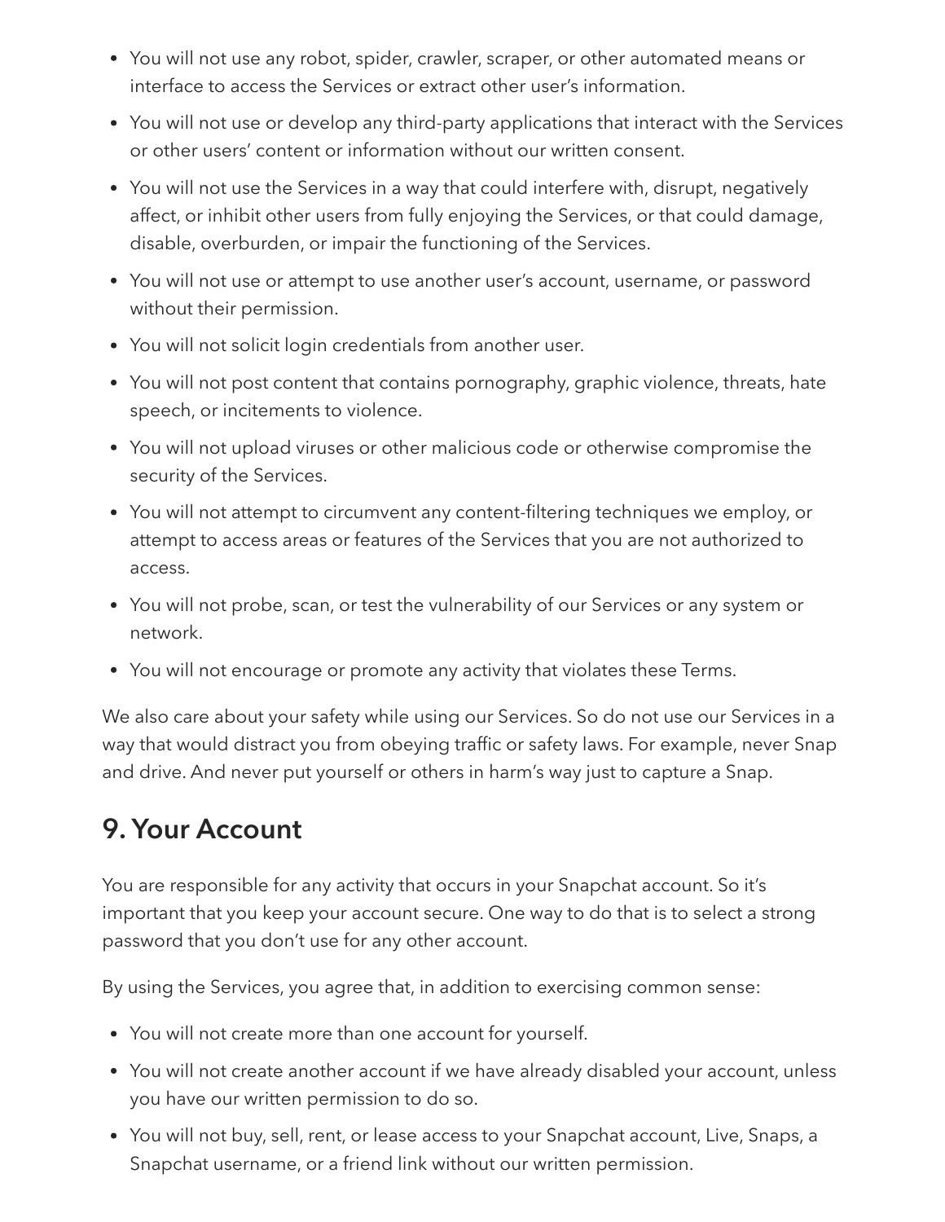- You will not use any robot, spider, crawler, scraper, or other automated means or interface to access the Services or extract other user's information.
- You will not use or develop any third-party applications that interact with the Services or other users' content or information without our written consent.
- You will not use the Services in a way that could interfere with, disrupt, negatively affect, or inhibit other users from fully enjoying the Services, or that could damage, disable, overburden, or impair the functioning of the Services.
- You will not use or attempt to use another user's account, username, or password without their permission.
- You will not solicit login credentials from another user.
- You will not post content that contains pornography, graphic violence, threats, hate speech, or incitements to violence.
- You will not upload viruses or other malicious code or otherwise compromise the security of the Services.
- You will not attempt to circumvent any content-filtering techniques we employ, or attempt to access areas or features of the Services that you are not authorized to access.
- You will not probe, scan, or test the vulnerability of our Services or any system or network.
- You will not encourage or promote any activity that violates these Terms.

We also care about your safety while using our Services. So do not use our Services in a way that would distract you from obeying traffic or safety laws. For example, never Snap and drive. And never put yourself or others in harm's way just to capture a Snap.

## 9. Your Account

You are responsible for any activity that occurs in your Snapchat account. So it's important that you keep your account secure. One way to do that is to select a strong password that you don't use for any other account.

By using the Services, you agree that, in addition to exercising common sense:

- You will not create more than one account for yourself.
- You will not create another account if we have already disabled your account, unless you have our written permission to do so.
- You will not buy, sell, rent, or lease access to your Snapchat account, Live, Snaps, a Snapchat username, or a friend link without our written permission.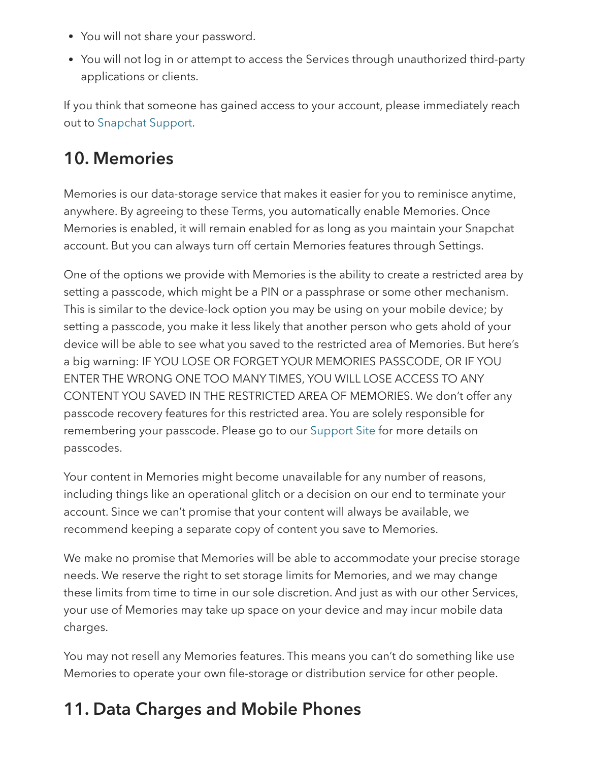- You will not share your password.
- You will not log in or attempt to access the Services through unauthorized third-party applications or clients.

If you think that someone has gained access to your account, please immediately reach out to Snapchat Support.

## 10. Memories

Memories is our data-storage service that makes it easier for you to reminisce anytime, anywhere. By agreeing to these Terms, you automatically enable Memories. Once Memories is enabled, it will remain enabled for as long as you maintain your Snapchat account. But you can always turn off certain Memories features through Settings.

One of the options we provide with Memories is the ability to create a restricted area by setting a passcode, which might be a PIN or a passphrase or some other mechanism. This is similar to the device-lock option you may be using on your mobile device; by setting a passcode, you make it less likely that another person who gets ahold of your device will be able to see what you saved to the restricted area of Memories. But here's a big warning: IF YOU LOSE OR FORGET YOUR MEMORIES PASSCODE, OR IF YOU ENTER THE WRONG ONE TOO MANY TIMES, YOU WILL LOSE ACCESS TO ANY CONTENT YOU SAVED IN THE RESTRICTED AREA OF MEMORIES. We don't offer any passcode recovery features for this restricted area. You are solely responsible for remembering your passcode. Please go to our Support Site for more details on passcodes.

Your content in Memories might become unavailable for any number of reasons, including things like an operational glitch or a decision on our end to terminate your account. Since we can't promise that your content will always be available, we recommend keeping a separate copy of content you save to Memories.

We make no promise that Memories will be able to accommodate your precise storage needs. We reserve the right to set storage limits for Memories, and we may change these limits from time to time in our sole discretion. And just as with our other Services, your use of Memories may take up space on your device and may incur mobile data charges.

You may not resell any Memories features. This means you can't do something like use Memories to operate your own file-storage or distribution service for other people.

## 11. Data Charges and Mobile Phones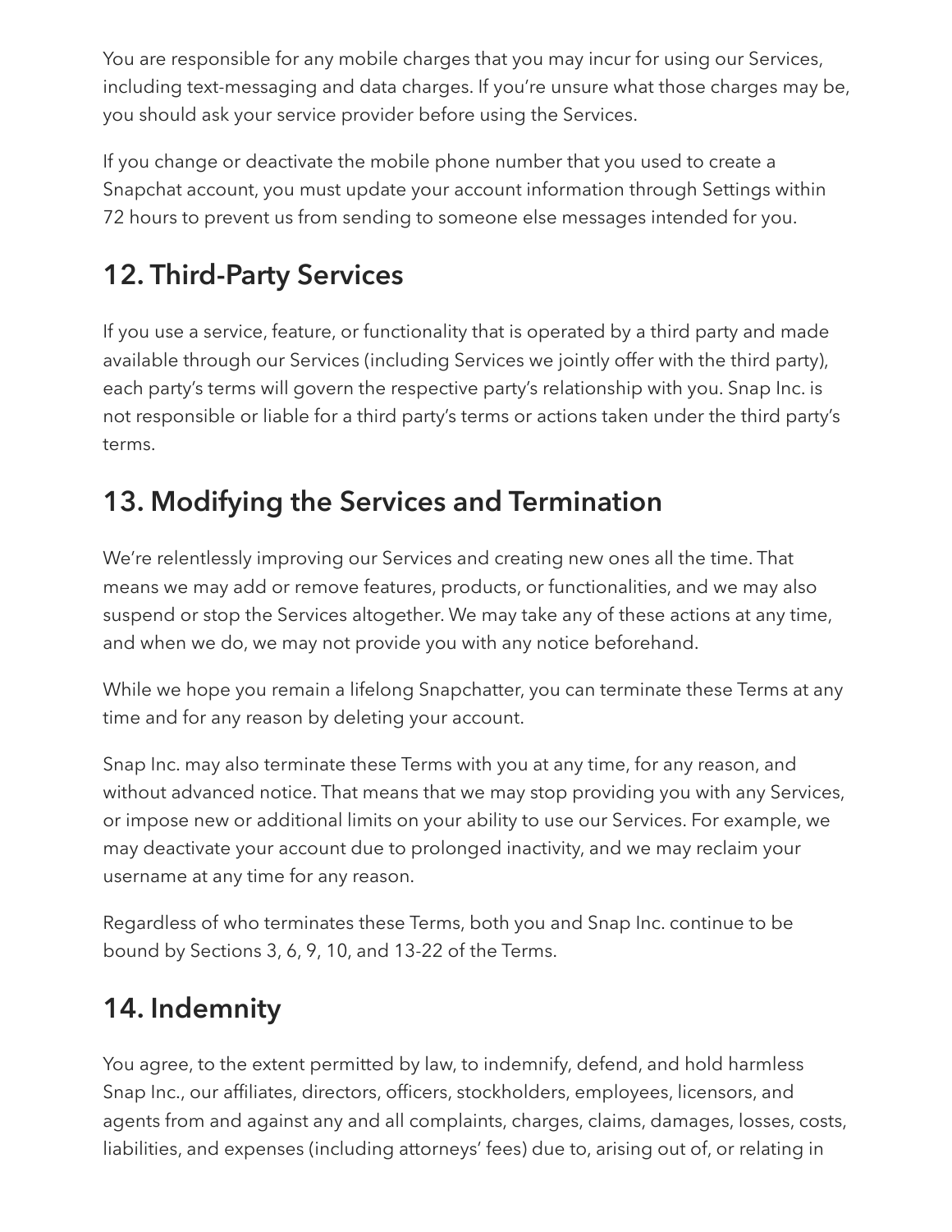You are responsible for any mobile charges that you may incur for using our Services, including text-messaging and data charges. If you're unsure what those charges may be, you should ask your service provider before using the Services.

If you change or deactivate the mobile phone number that you used to create a Snapchat account, you must update your account information through Settings within 72 hours to prevent us from sending to someone else messages intended for you.

## 12. Third-Party Services

If you use a service, feature, or functionality that is operated by a third party and made available through our Services (including Services we jointly offer with the third party), each party's terms will govern the respective party's relationship with you. Snap Inc. is not responsible or liable for a third party's terms or actions taken under the third party's terms.

## 13. Modifying the Services and Termination

We're relentlessly improving our Services and creating new ones all the time. That means we may add or remove features, products, or functionalities, and we may also suspend or stop the Services altogether. We may take any of these actions at any time, and when we do, we may not provide you with any notice beforehand.

While we hope you remain a lifelong Snapchatter, you can terminate these Terms at any time and for any reason by deleting your account.

Snap Inc. may also terminate these Terms with you at any time, for any reason, and without advanced notice. That means that we may stop providing you with any Services, or impose new or additional limits on your ability to use our Services. For example, we may deactivate your account due to prolonged inactivity, and we may reclaim your username at any time for any reason.

Regardless of who terminates these Terms, both you and Snap Inc. continue to be bound by Sections 3, 6, 9, 10, and 13-22 of the Terms.

## 14. Indemnity

You agree, to the extent permitted by law, to indemnify, defend, and hold harmless Snap Inc., our affiliates, directors, officers, stockholders, employees, licensors, and agents from and against any and all complaints, charges, claims, damages, losses, costs, liabilities, and expenses (including attorneys' fees) due to, arising out of, or relating in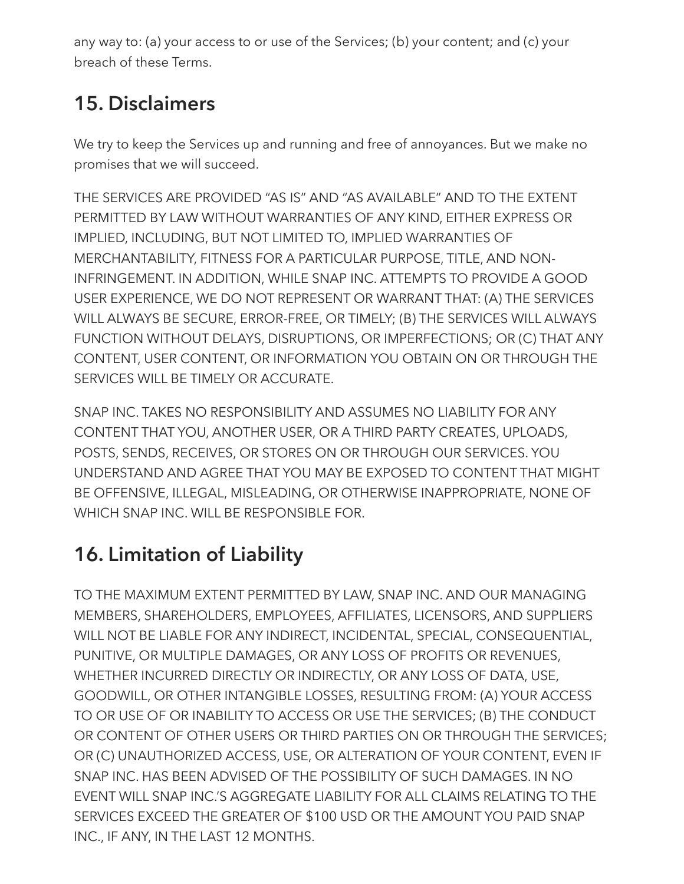any way to: (a) your access to or use of the Services; (b) your content; and (c) your breach of these Terms.

## 15. Disclaimers

We try to keep the Services up and running and free of annoyances. But we make no promises that we will succeed.

THE SERVICES ARE PROVIDED "AS IS" AND "AS AVAILABLE" AND TO THE EXTENT PERMITTED BY LAW WITHOUT WARRANTIES OF ANY KIND, EITHER EXPRESS OR IMPLIED, INCLUDING, BUT NOT LIMITED TO, IMPLIED WARRANTIES OF MERCHANTABILITY, FITNESS FOR A PARTICULAR PURPOSE, TITLE, AND NON-INFRINGEMENT. IN ADDITION, WHILE SNAP INC. ATTEMPTS TO PROVIDE A GOOD USER EXPERIENCE, WE DO NOT REPRESENT OR WARRANT THAT: (A) THE SERVICES WILL ALWAYS BE SECURE, ERROR-FREE, OR TIMELY; (B) THE SERVICES WILL ALWAYS FUNCTION WITHOUT DELAYS, DISRUPTIONS, OR IMPERFECTIONS; OR (C) THAT ANY CONTENT, USER CONTENT, OR INFORMATION YOU OBTAIN ON OR THROUGH THE SERVICES WILL BE TIMELY OR ACCURATE.

SNAP INC. TAKES NO RESPONSIBILITY AND ASSUMES NO LIABILITY FOR ANY CONTENT THAT YOU, ANOTHER USER, OR A THIRD PARTY CREATES, UPLOADS, POSTS, SENDS, RECEIVES, OR STORES ON OR THROUGH OUR SERVICES. YOU UNDERSTAND AND AGREE THAT YOU MAY BE EXPOSED TO CONTENT THAT MIGHT BE OFFENSIVE, ILLEGAL, MISLEADING, OR OTHERWISE INAPPROPRIATE, NONE OF WHICH SNAP INC. WILL BE RESPONSIBLE FOR.

## 16. Limitation of Liability

TO THE MAXIMUM EXTENT PERMITTED BY LAW, SNAP INC. AND OUR MANAGING MEMBERS, SHAREHOLDERS, EMPLOYEES, AFFILIATES, LICENSORS, AND SUPPLIERS WILL NOT BE LIABLE FOR ANY INDIRECT, INCIDENTAL, SPECIAL, CONSEQUENTIAL, PUNITIVE, OR MULTIPLE DAMAGES, OR ANY LOSS OF PROFITS OR REVENUES, WHETHER INCURRED DIRECTLY OR INDIRECTLY, OR ANY LOSS OF DATA, USE, GOODWILL, OR OTHER INTANGIBLE LOSSES, RESULTING FROM: (A) YOUR ACCESS TO OR USE OF OR INABILITY TO ACCESS OR USE THE SERVICES; (B) THE CONDUCT OR CONTENT OF OTHER USERS OR THIRD PARTIES ON OR THROUGH THE SERVICES; OR (C) UNAUTHORIZED ACCESS, USE, OR ALTERATION OF YOUR CONTENT, EVEN IF SNAP INC. HAS BEEN ADVISED OF THE POSSIBILITY OF SUCH DAMAGES. IN NO EVENT WILL SNAP INC.'S AGGREGATE LIABILITY FOR ALL CLAIMS RELATING TO THE SERVICES EXCEED THE GREATER OF $100 USD OR THE AMOUNT YOU PAID SNAP INC., IF ANY, IN THE LAST 12 MONTHS.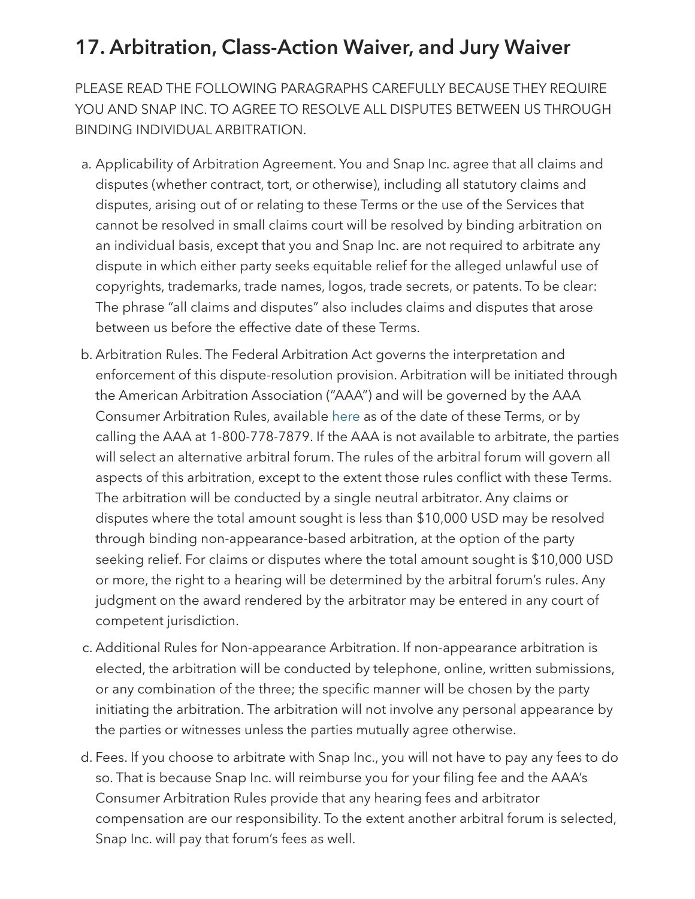## 17. Arbitration, Class-Action Waiver, and Jury Waiver

PLEASE READ THE FOLLOWING PARAGRAPHS CAREFULLY BECAUSE THEY REQUIRE YOU AND SNAP INC. TO AGREE TO RESOLVE ALL DISPUTES BETWEEN US THROUGH BINDING INDIVIDUAL ARBITRATION.

a. Applicability of Arbitration Agreement. You and Snap Inc. agree that all claims and disputes (whether contract, tort, or otherwise), including all statutory claims and disputes, arising out of or relating to these Terms or the use of the Services that cannot be resolved in small claims court will be resolved by binding arbitration on an individual basis, except that you and Snap Inc. are not required to arbitrate any dispute in which either party seeks equitable relief for the alleged unlawful use of copyrights, trademarks, trade names, logos, trade secrets, or patents. To be clear: The phrase "all claims and disputes" also includes claims and disputes that arose between us before the effective date of these Terms.

b. Arbitration Rules. The Federal Arbitration Act governs the interpretation and enforcement of this dispute-resolution provision. Arbitration will be initiated through the American Arbitration Association ("AAA") and will be governed by the AAA Consumer Arbitration Rules, available here as of the date of these Terms, or by calling the AAA at 1-800-778-7879. If the AAA is not available to arbitrate, the parties will select an alternative arbitral forum. The rules of the arbitral forum will govern all aspects of this arbitration, except to the extent those rules conflict with these Terms. The arbitration will be conducted by a single neutral arbitrator. Any claims or disputes where the total amount sought is less than $10,000 USD may be resolved through binding non-appearance-based arbitration, at the option of the party seeking relief. For claims or disputes where the total amount sought is $10,000 USD or more, the right to a hearing will be determined by the arbitral forum's rules. Any judgment on the award rendered by the arbitrator may be entered in any court of competent jurisdiction.

c. Additional Rules for Non-appearance Arbitration. If non-appearance arbitration is elected, the arbitration will be conducted by telephone, online, written submissions, or any combination of the three; the specific manner will be chosen by the party initiating the arbitration. The arbitration will not involve any personal appearance by the parties or witnesses unless the parties mutually agree otherwise.

d. Fees. If you choose to arbitrate with Snap Inc., you will not have to pay any fees to do so. That is because Snap Inc. will reimburse you for your filing fee and the AAA's Consumer Arbitration Rules provide that any hearing fees and arbitrator compensation are our responsibility. To the extent another arbitral forum is selected, Snap Inc. will pay that forum's fees as well.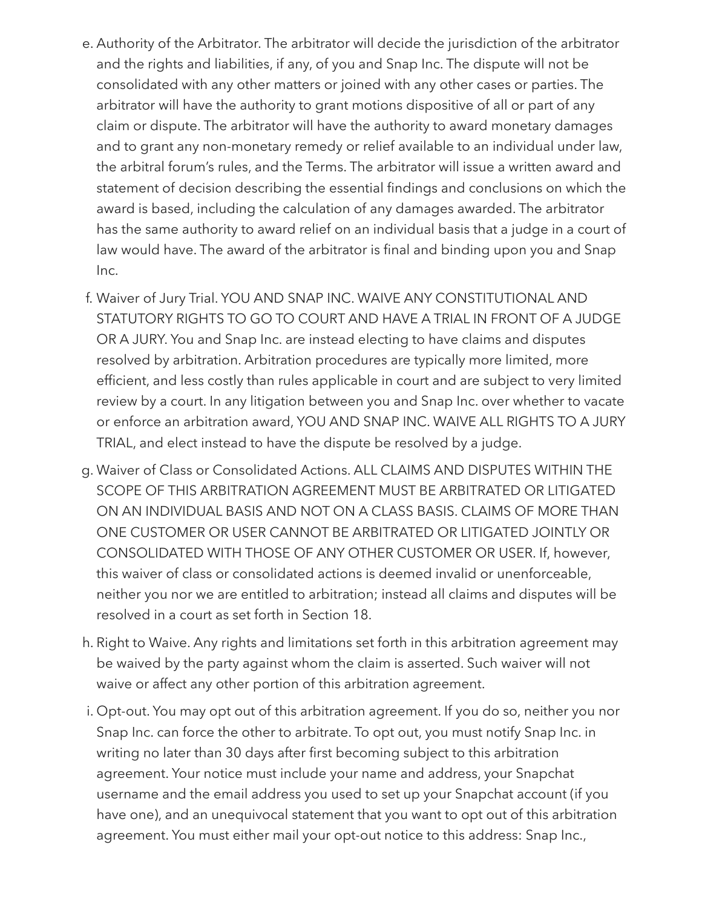e. Authority of the Arbitrator. The arbitrator will decide the jurisdiction of the arbitrator and the rights and liabilities, if any, of you and Snap Inc. The dispute will not be consolidated with any other matters or joined with any other cases or parties. The arbitrator will have the authority to grant motions dispositive of all or part of any claim or dispute. The arbitrator will have the authority to award monetary damages and to grant any non-monetary remedy or relief available to an individual under law, the arbitral forum's rules, and the Terms. The arbitrator will issue a written award and statement of decision describing the essential findings and conclusions on which the award is based, including the calculation of any damages awarded. The arbitrator has the same authority to award relief on an individual basis that a judge in a court of law would have. The award of the arbitrator is final and binding upon you and Snap Inc.

f. Waiver of Jury Trial. YOU AND SNAP INC. WAIVE ANY CONSTITUTIONAL AND STATUTORY RIGHTS TO GO TO COURT AND HAVE A TRIAL IN FRONT OF A JUDGE OR A JURY. You and Snap Inc. are instead electing to have claims and disputes resolved by arbitration. Arbitration procedures are typically more limited, more efficient, and less costly than rules applicable in court and are subject to very limited review by a court. In any litigation between you and Snap Inc. over whether to vacate or enforce an arbitration award, YOU AND SNAP INC. WAIVE ALL RIGHTS TO A JURY TRIAL, and elect instead to have the dispute be resolved by a judge.

g. Waiver of Class or Consolidated Actions. ALL CLAIMS AND DISPUTES WITHIN THE SCOPE OF THIS ARBITRATION AGREEMENT MUST BE ARBITRATED OR LITIGATED ON AN INDIVIDUAL BASIS AND NOT ON A CLASS BASIS. CLAIMS OF MORE THAN ONE CUSTOMER OR USER CANNOT BE ARBITRATED OR LITIGATED JOINTLY OR CONSOLIDATED WITH THOSE OF ANY OTHER CUSTOMER OR USER. If, however, this waiver of class or consolidated actions is deemed invalid or unenforceable, neither you nor we are entitled to arbitration; instead all claims and disputes will be resolved in a court as set forth in Section 18.

h. Right to Waive. Any rights and limitations set forth in this arbitration agreement may be waived by the party against whom the claim is asserted. Such waiver will not waive or affect any other portion of this arbitration agreement.

i. Opt-out. You may opt out of this arbitration agreement. If you do so, neither you nor Snap Inc. can force the other to arbitrate. To opt out, you must notify Snap Inc. in writing no later than 30 days after first becoming subject to this arbitration agreement. Your notice must include your name and address, your Snapchat username and the email address you used to set up your Snapchat account (if you have one), and an unequivocal statement that you want to opt out of this arbitration agreement. You must either mail your opt-out notice to this address: Snap Inc.,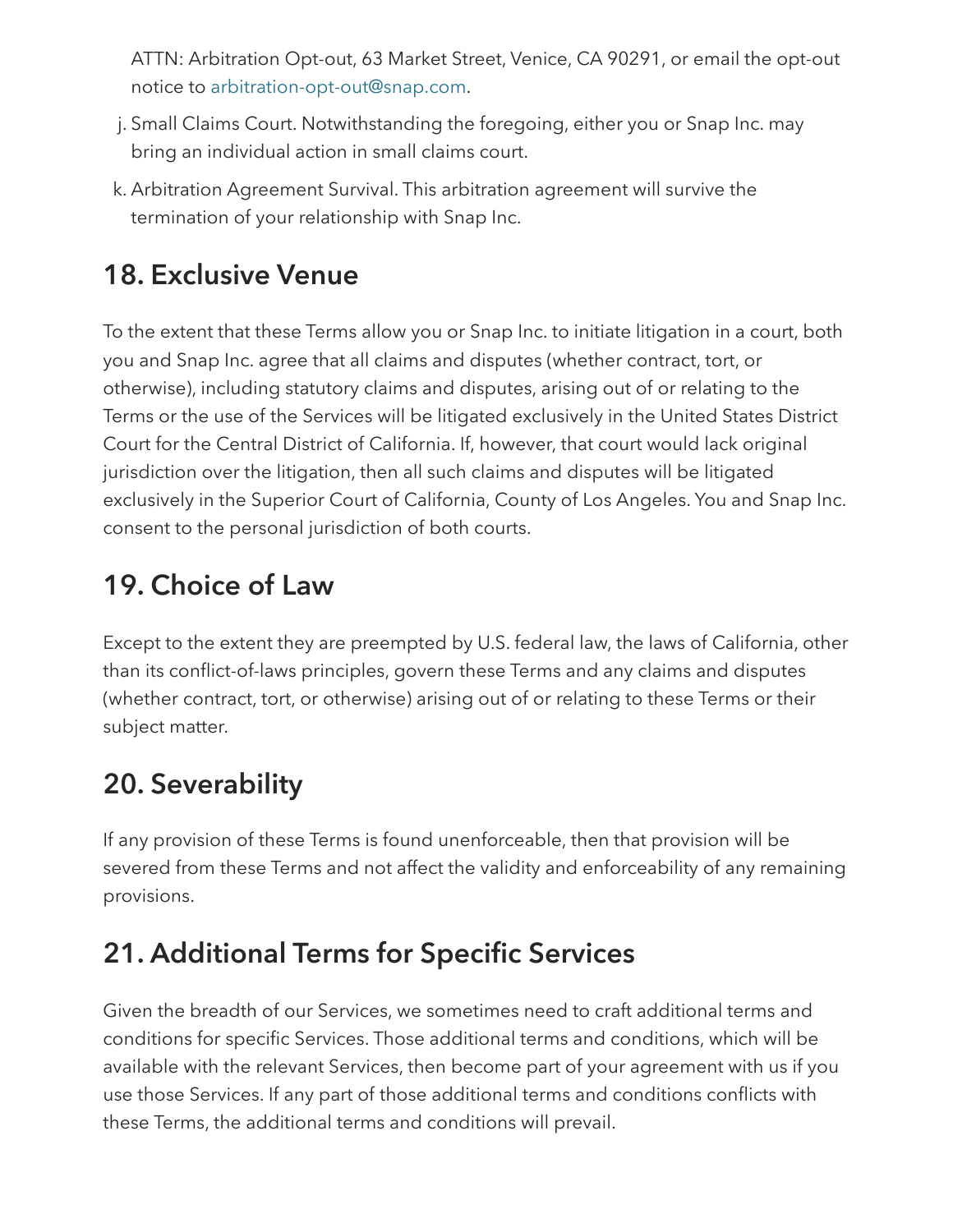ATTN: Arbitration Opt-out, 63 Market Street, Venice, CA 90291, or email the opt-out notice to arbitration-opt-out@snap.com.

j. Small Claims Court. Notwithstanding the foregoing, either you or Snap Inc. may bring an individual action in small claims court.

k. Arbitration Agreement Survival. This arbitration agreement will survive the termination of your relationship with Snap Inc.

## 18. Exclusive Venue

To the extent that these Terms allow you or Snap Inc. to initiate litigation in a court, both you and Snap Inc. agree that all claims and disputes (whether contract, tort, or otherwise), including statutory claims and disputes, arising out of or relating to the Terms or the use of the Services will be litigated exclusively in the United States District Court for the Central District of California. If, however, that court would lack original jurisdiction over the litigation, then all such claims and disputes will be litigated exclusively in the Superior Court of California, County of Los Angeles. You and Snap Inc. consent to the personal jurisdiction of both courts.

## 19. Choice of Law

Except to the extent they are preempted by U.S. federal law, the laws of California, other than its conflict-of-laws principles, govern these Terms and any claims and disputes (whether contract, tort, or otherwise) arising out of or relating to these Terms or their subject matter.

## 20. Severability

If any provision of these Terms is found unenforceable, then that provision will be severed from these Terms and not affect the validity and enforceability of any remaining provisions.

## 21. Additional Terms for Specific Services

Given the breadth of our Services, we sometimes need to craft additional terms and conditions for specific Services. Those additional terms and conditions, which will be available with the relevant Services, then become part of your agreement with us if you use those Services. If any part of those additional terms and conditions conflicts with these Terms, the additional terms and conditions will prevail.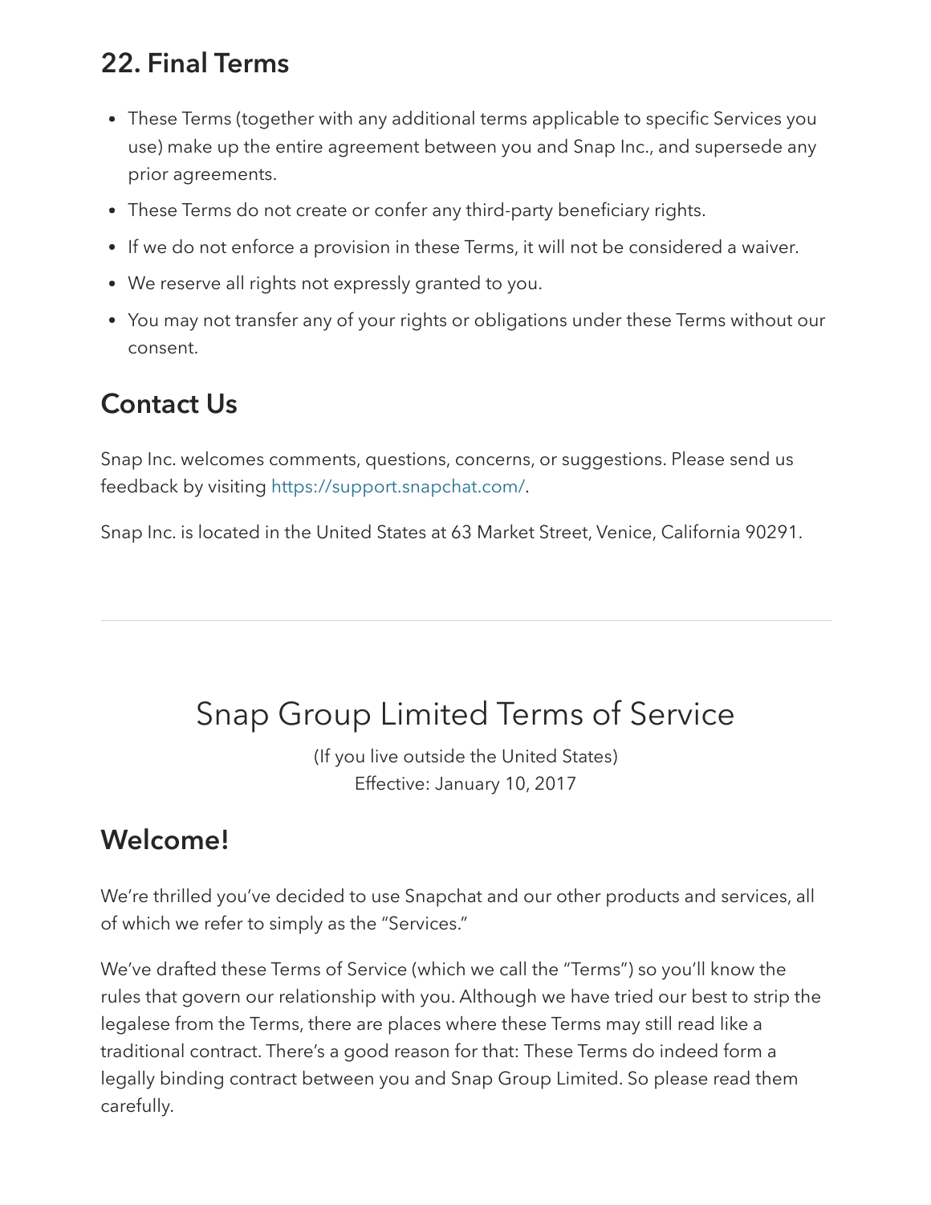## 22. Final Terms

- These Terms (together with any additional terms applicable to specific Services you use) make up the entire agreement between you and Snap Inc., and supersede any prior agreements.
- These Terms do not create or confer any third-party beneficiary rights.
- If we do not enforce a provision in these Terms, it will not be considered a waiver.
- We reserve all rights not expressly granted to you.
- You may not transfer any of your rights or obligations under these Terms without our consent.

## Contact Us

Snap Inc. welcomes comments, questions, concerns, or suggestions. Please send us feedback by visiting https://support.snapchat.com/.

Snap Inc. is located in the United States at 63 Market Street, Venice, California 90291.

---

# Snap Group Limited Terms of Service

(If you live outside the United States)
Effective: January 10, 2017

## Welcome!

We're thrilled you've decided to use Snapchat and our other products and services, all of which we refer to simply as the "Services."

We've drafted these Terms of Service (which we call the "Terms") so you'll know the rules that govern our relationship with you. Although we have tried our best to strip the legalese from the Terms, there are places where these Terms may still read like a traditional contract. There's a good reason for that: These Terms do indeed form a legally binding contract between you and Snap Group Limited. So please read them carefully.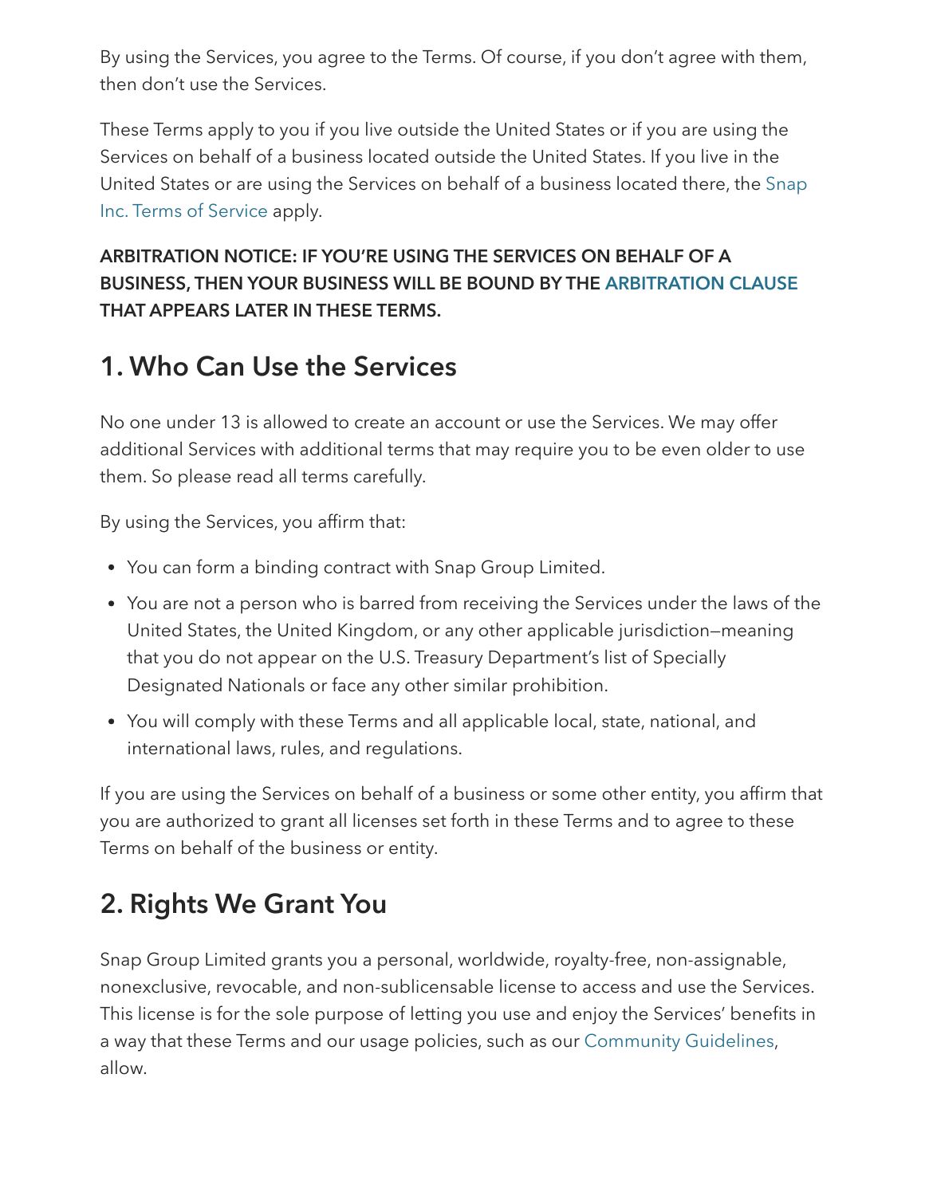By using the Services, you agree to the Terms. Of course, if you don't agree with them, then don't use the Services.

These Terms apply to you if you live outside the United States or if you are using the Services on behalf of a business located outside the United States. If you live in the United States or are using the Services on behalf of a business located there, the Snap Inc. Terms of Service apply.

**ARBITRATION NOTICE: IF YOU'RE USING THE SERVICES ON BEHALF OF A BUSINESS, THEN YOUR BUSINESS WILL BE BOUND BY THE ARBITRATION CLAUSE THAT APPEARS LATER IN THESE TERMS.**

## 1. Who Can Use the Services

No one under 13 is allowed to create an account or use the Services. We may offer additional Services with additional terms that may require you to be even older to use them. So please read all terms carefully.

By using the Services, you affirm that:

- You can form a binding contract with Snap Group Limited.
- You are not a person who is barred from receiving the Services under the laws of the United States, the United Kingdom, or any other applicable jurisdiction—meaning that you do not appear on the U.S. Treasury Department's list of Specially Designated Nationals or face any other similar prohibition.
- You will comply with these Terms and all applicable local, state, national, and international laws, rules, and regulations.

If you are using the Services on behalf of a business or some other entity, you affirm that you are authorized to grant all licenses set forth in these Terms and to agree to these Terms on behalf of the business or entity.

## 2. Rights We Grant You

Snap Group Limited grants you a personal, worldwide, royalty-free, non-assignable, nonexclusive, revocable, and non-sublicensable license to access and use the Services. This license is for the sole purpose of letting you use and enjoy the Services' benefits in a way that these Terms and our usage policies, such as our Community Guidelines, allow.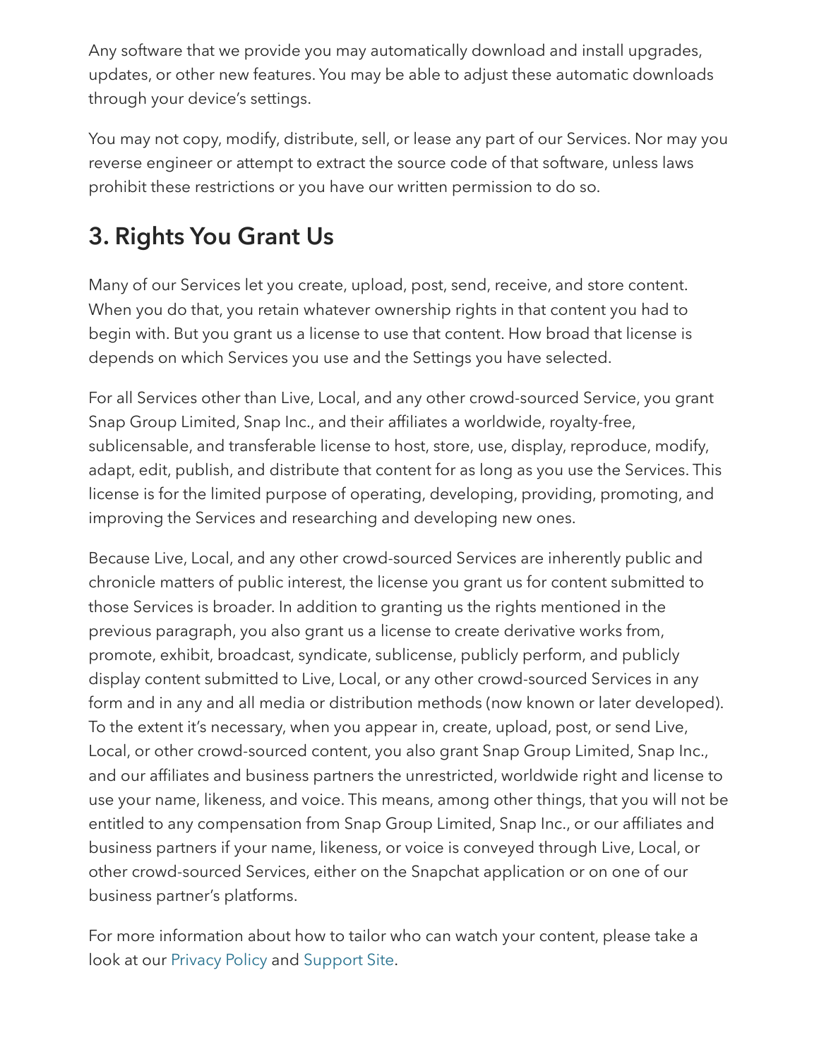Any software that we provide you may automatically download and install upgrades, updates, or other new features. You may be able to adjust these automatic downloads through your device's settings.

You may not copy, modify, distribute, sell, or lease any part of our Services. Nor may you reverse engineer or attempt to extract the source code of that software, unless laws prohibit these restrictions or you have our written permission to do so.

## 3. Rights You Grant Us

Many of our Services let you create, upload, post, send, receive, and store content. When you do that, you retain whatever ownership rights in that content you had to begin with. But you grant us a license to use that content. How broad that license is depends on which Services you use and the Settings you have selected.

For all Services other than Live, Local, and any other crowd-sourced Service, you grant Snap Group Limited, Snap Inc., and their affiliates a worldwide, royalty-free, sublicensable, and transferable license to host, store, use, display, reproduce, modify, adapt, edit, publish, and distribute that content for as long as you use the Services. This license is for the limited purpose of operating, developing, providing, promoting, and improving the Services and researching and developing new ones.

Because Live, Local, and any other crowd-sourced Services are inherently public and chronicle matters of public interest, the license you grant us for content submitted to those Services is broader. In addition to granting us the rights mentioned in the previous paragraph, you also grant us a license to create derivative works from, promote, exhibit, broadcast, syndicate, sublicense, publicly perform, and publicly display content submitted to Live, Local, or any other crowd-sourced Services in any form and in any and all media or distribution methods (now known or later developed). To the extent it's necessary, when you appear in, create, upload, post, or send Live, Local, or other crowd-sourced content, you also grant Snap Group Limited, Snap Inc., and our affiliates and business partners the unrestricted, worldwide right and license to use your name, likeness, and voice. This means, among other things, that you will not be entitled to any compensation from Snap Group Limited, Snap Inc., or our affiliates and business partners if your name, likeness, or voice is conveyed through Live, Local, or other crowd-sourced Services, either on the Snapchat application or on one of our business partner's platforms.

For more information about how to tailor who can watch your content, please take a look at our Privacy Policy and Support Site.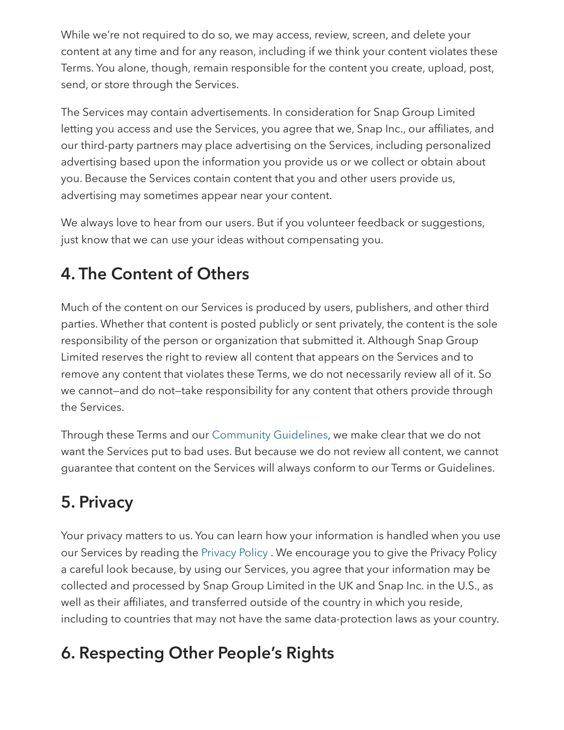While we're not required to do so, we may access, review, screen, and delete your content at any time and for any reason, including if we think your content violates these Terms. You alone, though, remain responsible for the content you create, upload, post, send, or store through the Services.

The Services may contain advertisements. In consideration for Snap Group Limited letting you access and use the Services, you agree that we, Snap Inc., our affiliates, and our third-party partners may place advertising on the Services, including personalized advertising based upon the information you provide us or we collect or obtain about you. Because the Services contain content that you and other users provide us, advertising may sometimes appear near your content.

We always love to hear from our users. But if you volunteer feedback or suggestions, just know that we can use your ideas without compensating you.

## 4. The Content of Others

Much of the content on our Services is produced by users, publishers, and other third parties. Whether that content is posted publicly or sent privately, the content is the sole responsibility of the person or organization that submitted it. Although Snap Group Limited reserves the right to review all content that appears on the Services and to remove any content that violates these Terms, we do not necessarily review all of it. So we cannot—and do not—take responsibility for any content that others provide through the Services.

Through these Terms and our Community Guidelines, we make clear that we do not want the Services put to bad uses. But because we do not review all content, we cannot guarantee that content on the Services will always conform to our Terms or Guidelines.

## 5. Privacy

Your privacy matters to us. You can learn how your information is handled when you use our Services by reading the Privacy Policy . We encourage you to give the Privacy Policy a careful look because, by using our Services, you agree that your information may be collected and processed by Snap Group Limited in the UK and Snap Inc. in the U.S., as well as their affiliates, and transferred outside of the country in which you reside, including to countries that may not have the same data-protection laws as your country.

## 6. Respecting Other People's Rights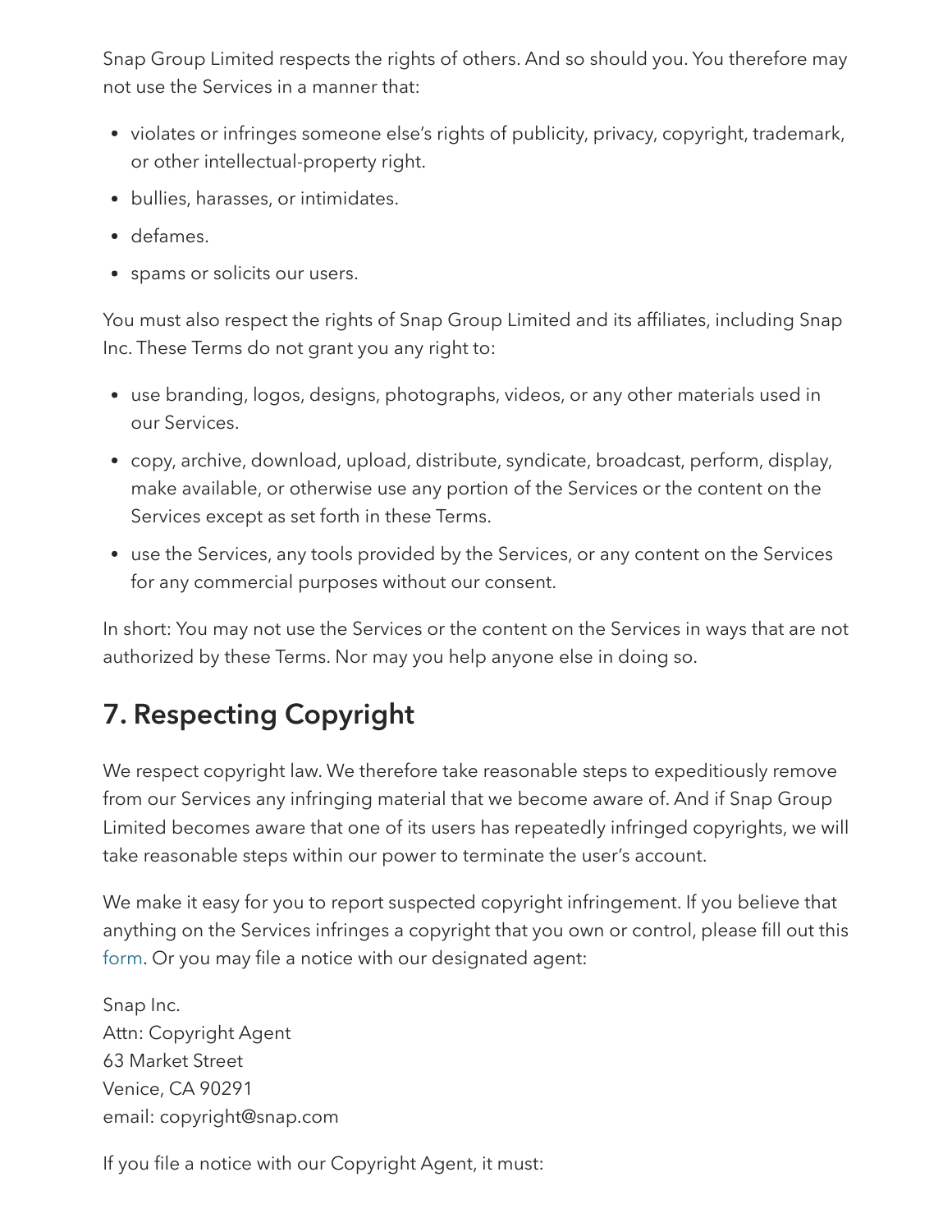Snap Group Limited respects the rights of others. And so should you. You therefore may not use the Services in a manner that:

- violates or infringes someone else's rights of publicity, privacy, copyright, trademark, or other intellectual-property right.
- bullies, harasses, or intimidates.
- defames.
- spams or solicits our users.

You must also respect the rights of Snap Group Limited and its affiliates, including Snap Inc. These Terms do not grant you any right to:

- use branding, logos, designs, photographs, videos, or any other materials used in our Services.
- copy, archive, download, upload, distribute, syndicate, broadcast, perform, display, make available, or otherwise use any portion of the Services or the content on the Services except as set forth in these Terms.
- use the Services, any tools provided by the Services, or any content on the Services for any commercial purposes without our consent.

In short: You may not use the Services or the content on the Services in ways that are not authorized by these Terms. Nor may you help anyone else in doing so.

## 7. Respecting Copyright

We respect copyright law. We therefore take reasonable steps to expeditiously remove from our Services any infringing material that we become aware of. And if Snap Group Limited becomes aware that one of its users has repeatedly infringed copyrights, we will take reasonable steps within our power to terminate the user's account.

We make it easy for you to report suspected copyright infringement. If you believe that anything on the Services infringes a copyright that you own or control, please fill out this form. Or you may file a notice with our designated agent:

Snap Inc.  
Attn: Copyright Agent  
63 Market Street  
Venice, CA 90291  
email: copyright@snap.com

If you file a notice with our Copyright Agent, it must: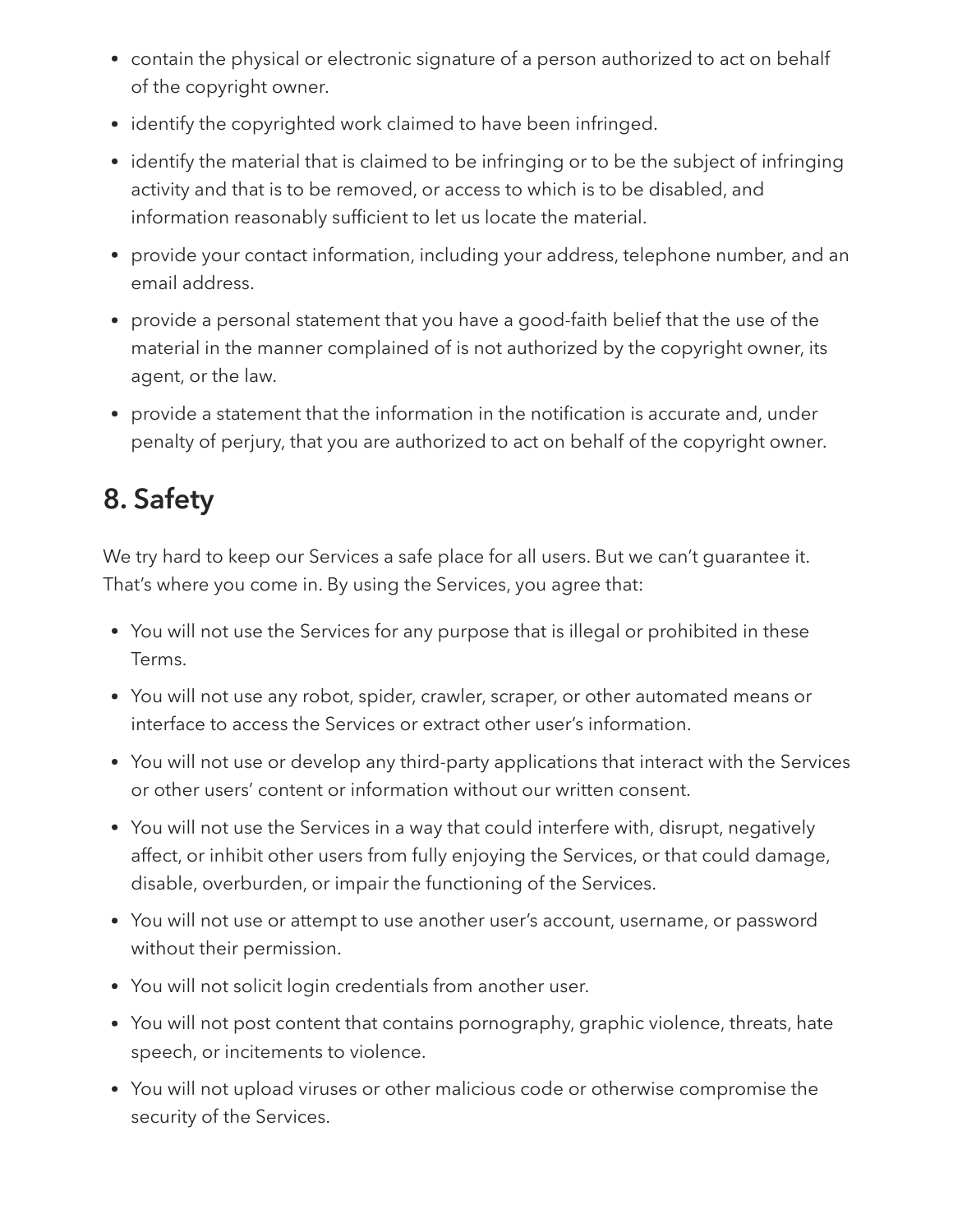- contain the physical or electronic signature of a person authorized to act on behalf of the copyright owner.
- identify the copyrighted work claimed to have been infringed.
- identify the material that is claimed to be infringing or to be the subject of infringing activity and that is to be removed, or access to which is to be disabled, and information reasonably sufficient to let us locate the material.
- provide your contact information, including your address, telephone number, and an email address.
- provide a personal statement that you have a good-faith belief that the use of the material in the manner complained of is not authorized by the copyright owner, its agent, or the law.
- provide a statement that the information in the notification is accurate and, under penalty of perjury, that you are authorized to act on behalf of the copyright owner.

## 8. Safety

We try hard to keep our Services a safe place for all users. But we can't guarantee it. That's where you come in. By using the Services, you agree that:

- You will not use the Services for any purpose that is illegal or prohibited in these Terms.
- You will not use any robot, spider, crawler, scraper, or other automated means or interface to access the Services or extract other user's information.
- You will not use or develop any third-party applications that interact with the Services or other users' content or information without our written consent.
- You will not use the Services in a way that could interfere with, disrupt, negatively affect, or inhibit other users from fully enjoying the Services, or that could damage, disable, overburden, or impair the functioning of the Services.
- You will not use or attempt to use another user's account, username, or password without their permission.
- You will not solicit login credentials from another user.
- You will not post content that contains pornography, graphic violence, threats, hate speech, or incitements to violence.
- You will not upload viruses or other malicious code or otherwise compromise the security of the Services.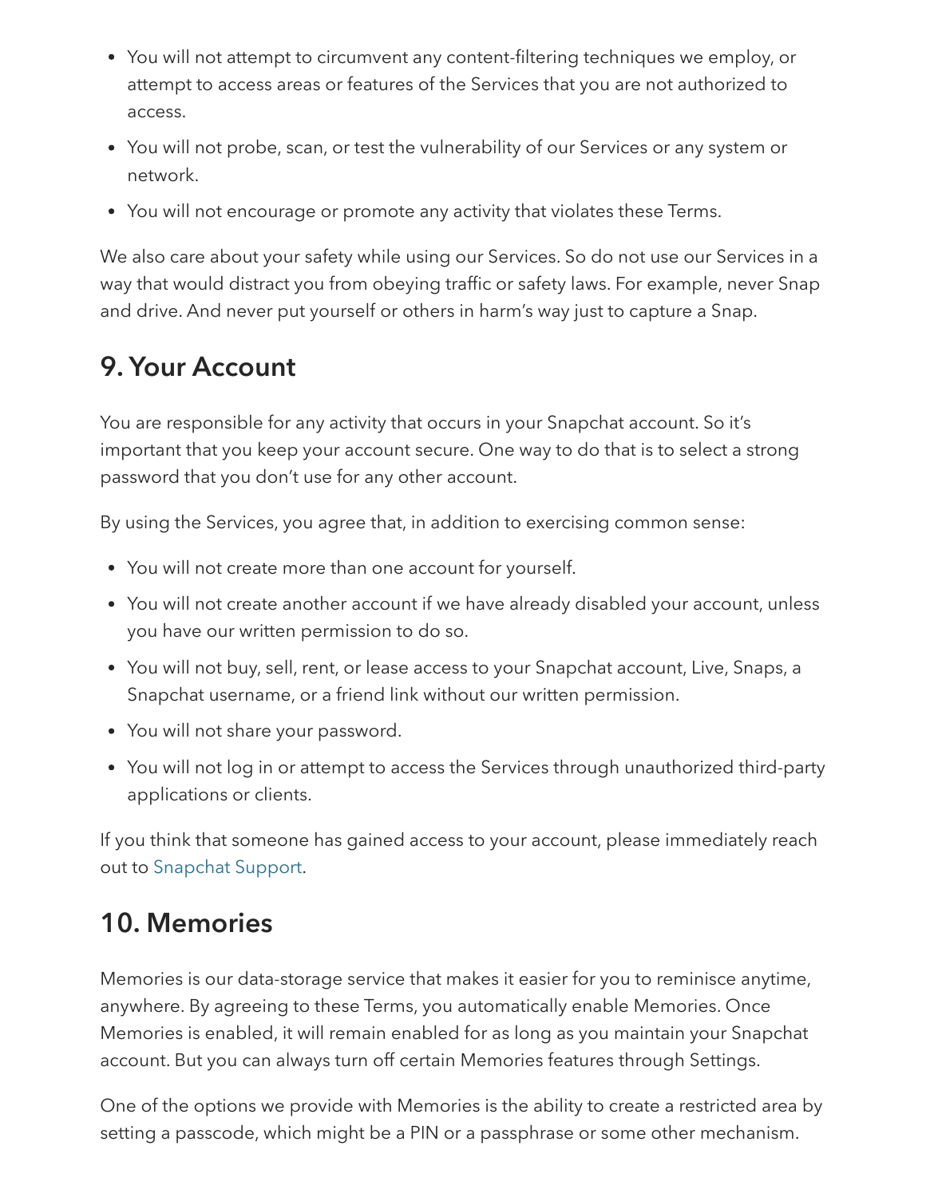- You will not attempt to circumvent any content-filtering techniques we employ, or attempt to access areas or features of the Services that you are not authorized to access.
- You will not probe, scan, or test the vulnerability of our Services or any system or network.
- You will not encourage or promote any activity that violates these Terms.

We also care about your safety while using our Services. So do not use our Services in a way that would distract you from obeying traffic or safety laws. For example, never Snap and drive. And never put yourself or others in harm's way just to capture a Snap.

## 9. Your Account

You are responsible for any activity that occurs in your Snapchat account. So it's important that you keep your account secure. One way to do that is to select a strong password that you don't use for any other account.

By using the Services, you agree that, in addition to exercising common sense:

- You will not create more than one account for yourself.
- You will not create another account if we have already disabled your account, unless you have our written permission to do so.
- You will not buy, sell, rent, or lease access to your Snapchat account, Live, Snaps, a Snapchat username, or a friend link without our written permission.
- You will not share your password.
- You will not log in or attempt to access the Services through unauthorized third-party applications or clients.

If you think that someone has gained access to your account, please immediately reach out to Snapchat Support.

## 10. Memories

Memories is our data-storage service that makes it easier for you to reminisce anytime, anywhere. By agreeing to these Terms, you automatically enable Memories. Once Memories is enabled, it will remain enabled for as long as you maintain your Snapchat account. But you can always turn off certain Memories features through Settings.

One of the options we provide with Memories is the ability to create a restricted area by setting a passcode, which might be a PIN or a passphrase or some other mechanism.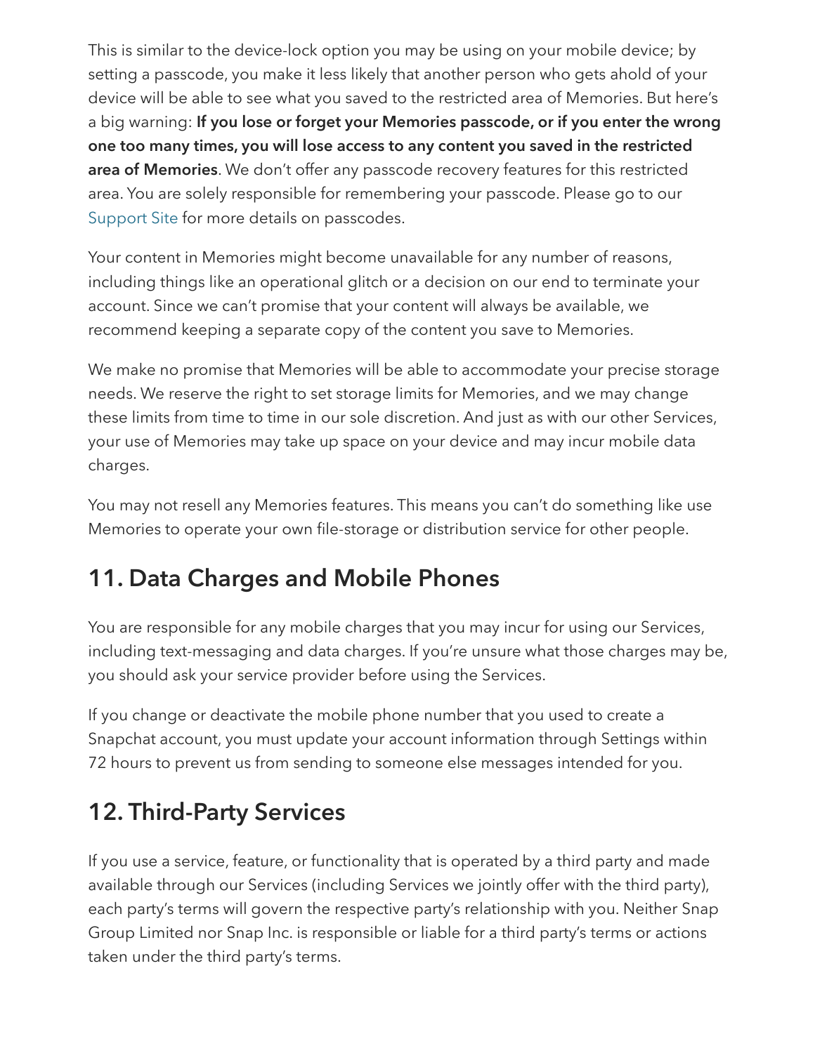This is similar to the device-lock option you may be using on your mobile device; by setting a passcode, you make it less likely that another person who gets ahold of your device will be able to see what you saved to the restricted area of Memories. But here's a big warning: **If you lose or forget your Memories passcode, or if you enter the wrong one too many times, you will lose access to any content you saved in the restricted area of Memories**. We don't offer any passcode recovery features for this restricted area. You are solely responsible for remembering your passcode. Please go to our Support Site for more details on passcodes.

Your content in Memories might become unavailable for any number of reasons, including things like an operational glitch or a decision on our end to terminate your account. Since we can't promise that your content will always be available, we recommend keeping a separate copy of the content you save to Memories.

We make no promise that Memories will be able to accommodate your precise storage needs. We reserve the right to set storage limits for Memories, and we may change these limits from time to time in our sole discretion. And just as with our other Services, your use of Memories may take up space on your device and may incur mobile data charges.

You may not resell any Memories features. This means you can't do something like use Memories to operate your own file-storage or distribution service for other people.

## 11. Data Charges and Mobile Phones

You are responsible for any mobile charges that you may incur for using our Services, including text-messaging and data charges. If you're unsure what those charges may be, you should ask your service provider before using the Services.

If you change or deactivate the mobile phone number that you used to create a Snapchat account, you must update your account information through Settings within 72 hours to prevent us from sending to someone else messages intended for you.

## 12. Third-Party Services

If you use a service, feature, or functionality that is operated by a third party and made available through our Services (including Services we jointly offer with the third party), each party's terms will govern the respective party's relationship with you. Neither Snap Group Limited nor Snap Inc. is responsible or liable for a third party's terms or actions taken under the third party's terms.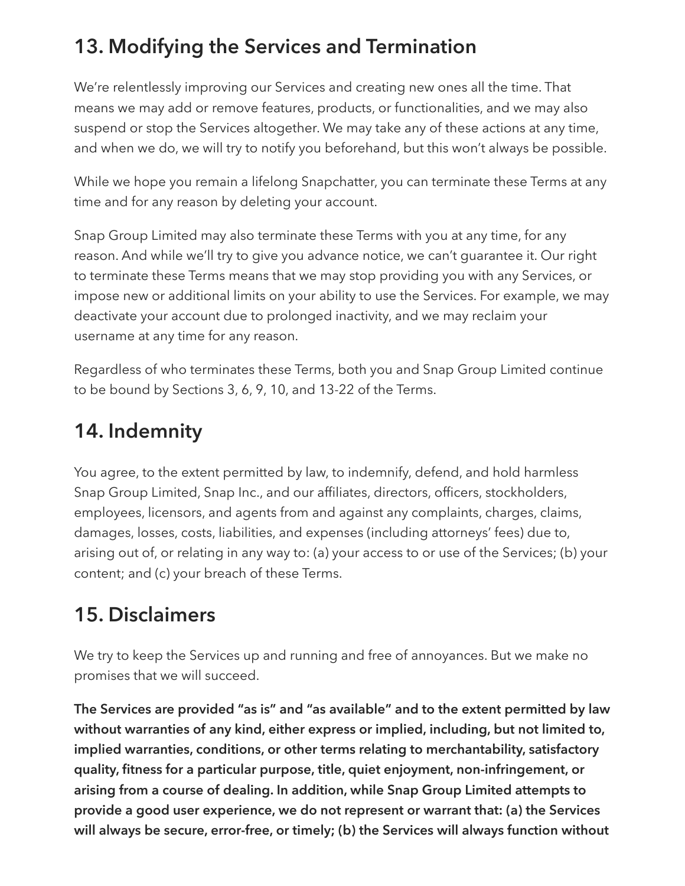## 13. Modifying the Services and Termination

We're relentlessly improving our Services and creating new ones all the time. That means we may add or remove features, products, or functionalities, and we may also suspend or stop the Services altogether. We may take any of these actions at any time, and when we do, we will try to notify you beforehand, but this won't always be possible.

While we hope you remain a lifelong Snapchatter, you can terminate these Terms at any time and for any reason by deleting your account.

Snap Group Limited may also terminate these Terms with you at any time, for any reason. And while we'll try to give you advance notice, we can't guarantee it. Our right to terminate these Terms means that we may stop providing you with any Services, or impose new or additional limits on your ability to use the Services. For example, we may deactivate your account due to prolonged inactivity, and we may reclaim your username at any time for any reason.

Regardless of who terminates these Terms, both you and Snap Group Limited continue to be bound by Sections 3, 6, 9, 10, and 13-22 of the Terms.

## 14. Indemnity

You agree, to the extent permitted by law, to indemnify, defend, and hold harmless Snap Group Limited, Snap Inc., and our affiliates, directors, officers, stockholders, employees, licensors, and agents from and against any complaints, charges, claims, damages, losses, costs, liabilities, and expenses (including attorneys' fees) due to, arising out of, or relating in any way to: (a) your access to or use of the Services; (b) your content; and (c) your breach of these Terms.

## 15. Disclaimers

We try to keep the Services up and running and free of annoyances. But we make no promises that we will succeed.

**The Services are provided "as is" and "as available" and to the extent permitted by law without warranties of any kind, either express or implied, including, but not limited to, implied warranties, conditions, or other terms relating to merchantability, satisfactory quality, fitness for a particular purpose, title, quiet enjoyment, non-infringement, or arising from a course of dealing. In addition, while Snap Group Limited attempts to provide a good user experience, we do not represent or warrant that: (a) the Services will always be secure, error-free, or timely; (b) the Services will always function without**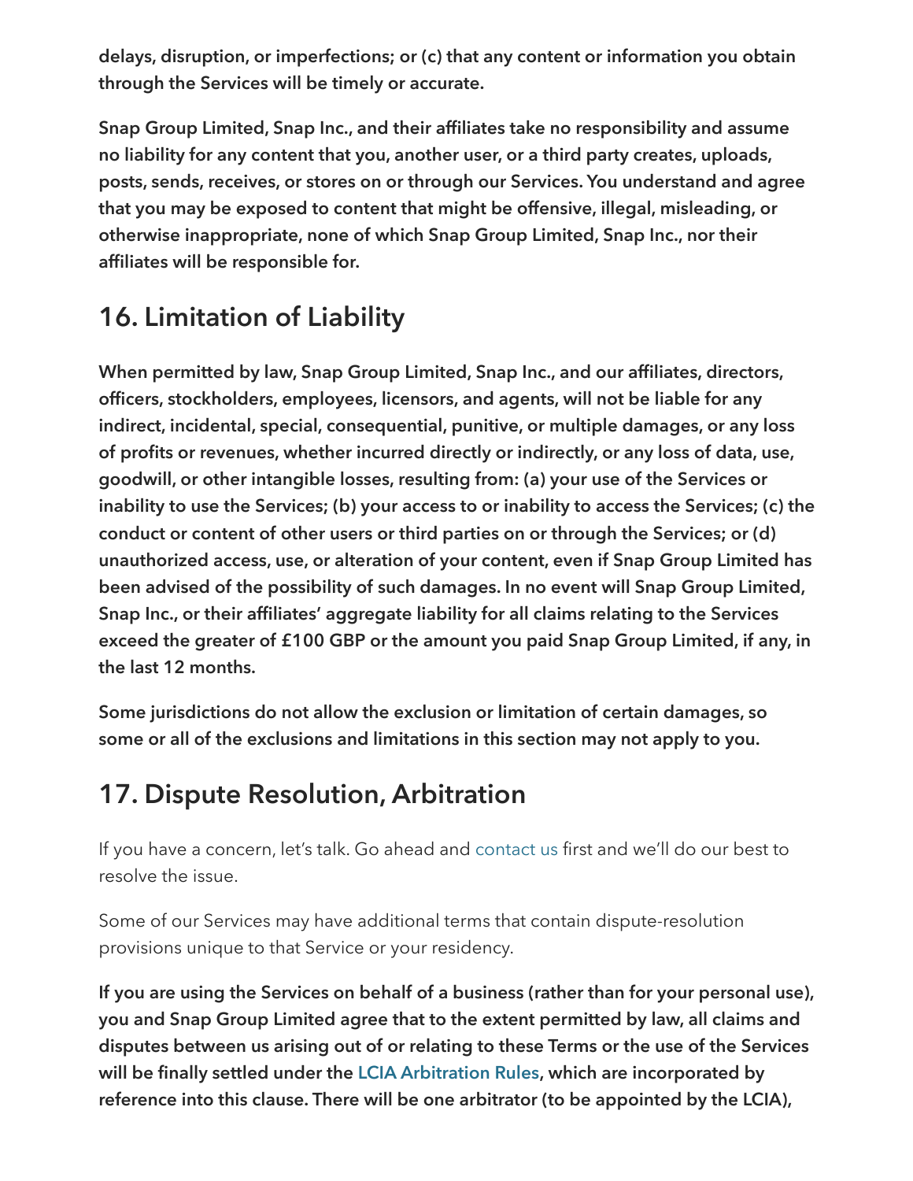**delays, disruption, or imperfections; or (c) that any content or information you obtain through the Services will be timely or accurate.**

**Snap Group Limited, Snap Inc., and their affiliates take no responsibility and assume no liability for any content that you, another user, or a third party creates, uploads, posts, sends, receives, or stores on or through our Services. You understand and agree that you may be exposed to content that might be offensive, illegal, misleading, or otherwise inappropriate, none of which Snap Group Limited, Snap Inc., nor their affiliates will be responsible for.**

## 16. Limitation of Liability

**When permitted by law, Snap Group Limited, Snap Inc., and our affiliates, directors, officers, stockholders, employees, licensors, and agents, will not be liable for any indirect, incidental, special, consequential, punitive, or multiple damages, or any loss of profits or revenues, whether incurred directly or indirectly, or any loss of data, use, goodwill, or other intangible losses, resulting from: (a) your use of the Services or inability to use the Services; (b) your access to or inability to access the Services; (c) the conduct or content of other users or third parties on or through the Services; or (d) unauthorized access, use, or alteration of your content, even if Snap Group Limited has been advised of the possibility of such damages. In no event will Snap Group Limited, Snap Inc., or their affiliates' aggregate liability for all claims relating to the Services exceed the greater of £100 GBP or the amount you paid Snap Group Limited, if any, in the last 12 months.**

**Some jurisdictions do not allow the exclusion or limitation of certain damages, so some or all of the exclusions and limitations in this section may not apply to you.**

## 17. Dispute Resolution, Arbitration

If you have a concern, let's talk. Go ahead and contact us first and we'll do our best to resolve the issue.

Some of our Services may have additional terms that contain dispute-resolution provisions unique to that Service or your residency.

**If you are using the Services on behalf of a business (rather than for your personal use), you and Snap Group Limited agree that to the extent permitted by law, all claims and disputes between us arising out of or relating to these Terms or the use of the Services will be finally settled under the LCIA Arbitration Rules, which are incorporated by reference into this clause. There will be one arbitrator (to be appointed by the LCIA),**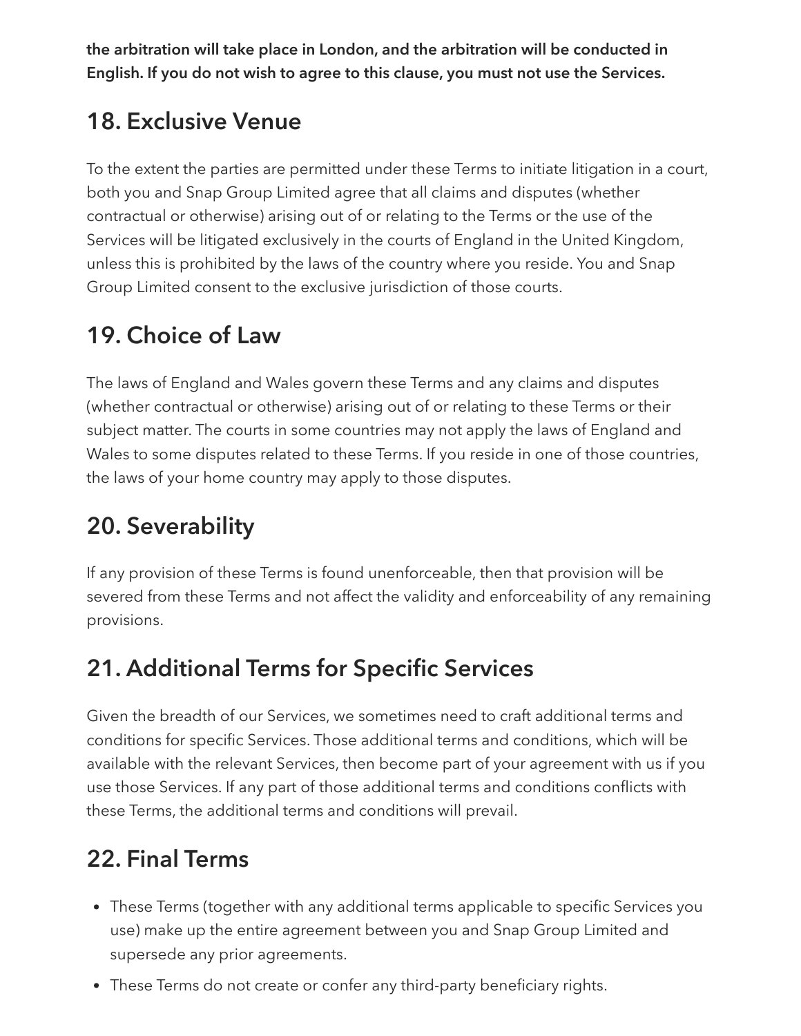**the arbitration will take place in London, and the arbitration will be conducted in English. If you do not wish to agree to this clause, you must not use the Services.**

## 18. Exclusive Venue

To the extent the parties are permitted under these Terms to initiate litigation in a court, both you and Snap Group Limited agree that all claims and disputes (whether contractual or otherwise) arising out of or relating to the Terms or the use of the Services will be litigated exclusively in the courts of England in the United Kingdom, unless this is prohibited by the laws of the country where you reside. You and Snap Group Limited consent to the exclusive jurisdiction of those courts.

## 19. Choice of Law

The laws of England and Wales govern these Terms and any claims and disputes (whether contractual or otherwise) arising out of or relating to these Terms or their subject matter. The courts in some countries may not apply the laws of England and Wales to some disputes related to these Terms. If you reside in one of those countries, the laws of your home country may apply to those disputes.

## 20. Severability

If any provision of these Terms is found unenforceable, then that provision will be severed from these Terms and not affect the validity and enforceability of any remaining provisions.

## 21. Additional Terms for Specific Services

Given the breadth of our Services, we sometimes need to craft additional terms and conditions for specific Services. Those additional terms and conditions, which will be available with the relevant Services, then become part of your agreement with us if you use those Services. If any part of those additional terms and conditions conflicts with these Terms, the additional terms and conditions will prevail.

## 22. Final Terms

- These Terms (together with any additional terms applicable to specific Services you use) make up the entire agreement between you and Snap Group Limited and supersede any prior agreements.
- These Terms do not create or confer any third-party beneficiary rights.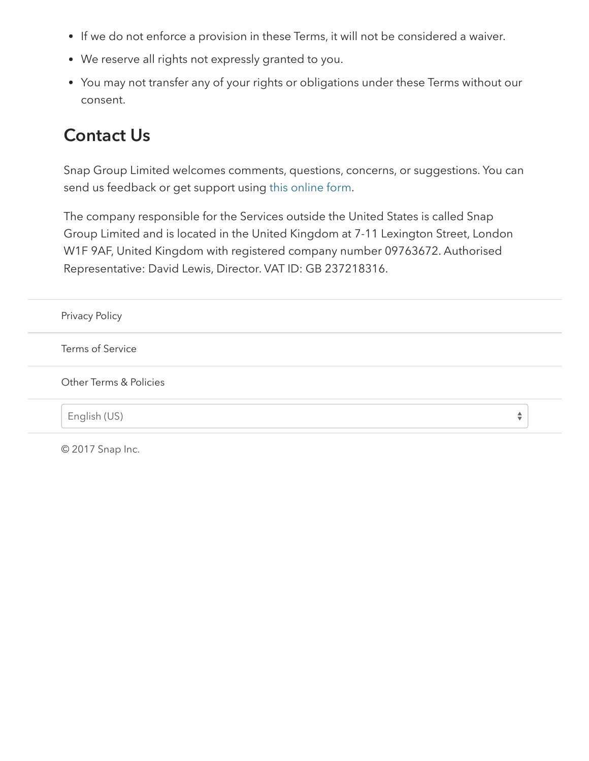- If we do not enforce a provision in these Terms, it will not be considered a waiver.
- We reserve all rights not expressly granted to you.
- You may not transfer any of your rights or obligations under these Terms without our consent.

## Contact Us

Snap Group Limited welcomes comments, questions, concerns, or suggestions. You can send us feedback or get support using this online form.

The company responsible for the Services outside the United States is called Snap Group Limited and is located in the United Kingdom at 7-11 Lexington Street, London W1F 9AF, United Kingdom with registered company number 09763672. Authorised Representative: David Lewis, Director. VAT ID: GB 237218316.

Privacy Policy

Terms of Service

Other Terms & Policies

English (US)

© 2017 Snap Inc.